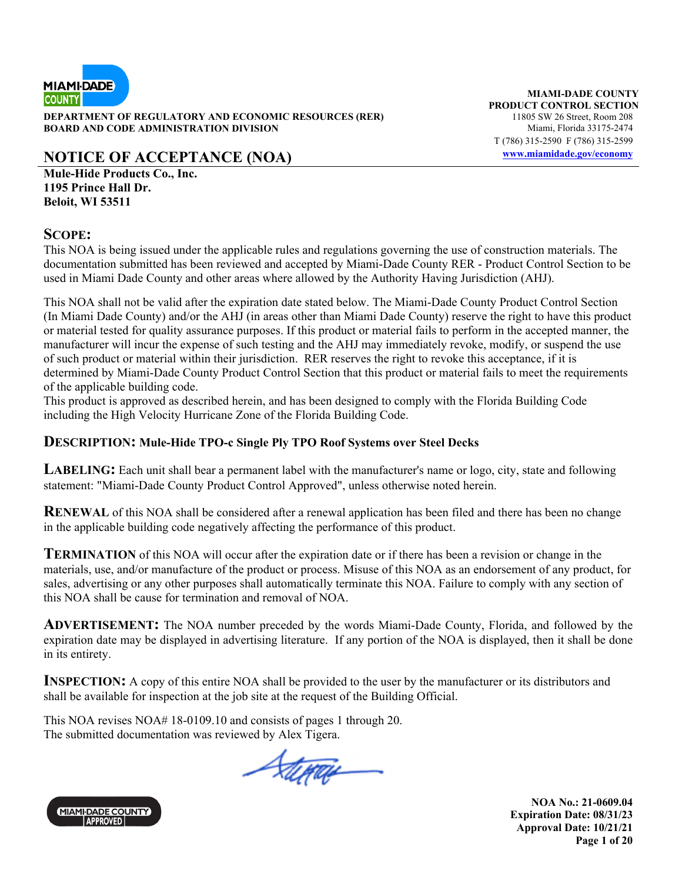**DEPARTMENT OF REGULATORY AND ECONOMIC RESOURCES (RER)**
**BOARD AND CODE ADMINISTRATION DIVISION**

**MIAMI-DADE COUNTY**
**PRODUCT CONTROL SECTION**
11805 SW 26 Street, Room 208
Miami, Florida 33175-2474
T (786) 315-2590 F (786) 315-2599
www.miamidade.gov/economy

# NOTICE OF ACCEPTANCE (NOA)

**Mule-Hide Products Co., Inc.**
**1195 Prince Hall Dr.**
**Beloit, WI 53511**

## SCOPE:

This NOA is being issued under the applicable rules and regulations governing the use of construction materials. The documentation submitted has been reviewed and accepted by Miami-Dade County RER - Product Control Section to be used in Miami Dade County and other areas where allowed by the Authority Having Jurisdiction (AHJ).

This NOA shall not be valid after the expiration date stated below. The Miami-Dade County Product Control Section (In Miami Dade County) and/or the AHJ (in areas other than Miami Dade County) reserve the right to have this product or material tested for quality assurance purposes. If this product or material fails to perform in the accepted manner, the manufacturer will incur the expense of such testing and the AHJ may immediately revoke, modify, or suspend the use of such product or material within their jurisdiction. RER reserves the right to revoke this acceptance, if it is determined by Miami-Dade County Product Control Section that this product or material fails to meet the requirements of the applicable building code.
This product is approved as described herein, and has been designed to comply with the Florida Building Code including the High Velocity Hurricane Zone of the Florida Building Code.

**DESCRIPTION: Mule-Hide TPO-c Single Ply TPO Roof Systems over Steel Decks**

**LABELING:** Each unit shall bear a permanent label with the manufacturer's name or logo, city, state and following statement: "Miami-Dade County Product Control Approved", unless otherwise noted herein.

**RENEWAL** of this NOA shall be considered after a renewal application has been filed and there has been no change in the applicable building code negatively affecting the performance of this product.

**TERMINATION** of this NOA will occur after the expiration date or if there has been a revision or change in the materials, use, and/or manufacture of the product or process. Misuse of this NOA as an endorsement of any product, for sales, advertising or any other purposes shall automatically terminate this NOA. Failure to comply with any section of this NOA shall be cause for termination and removal of NOA.

**ADVERTISEMENT:** The NOA number preceded by the words Miami-Dade County, Florida, and followed by the expiration date may be displayed in advertising literature. If any portion of the NOA is displayed, then it shall be done in its entirety.

**INSPECTION:** A copy of this entire NOA shall be provided to the user by the manufacturer or its distributors and shall be available for inspection at the job site at the request of the Building Official.

This NOA revises NOA# 18-0109.10 and consists of pages 1 through 20.
The submitted documentation was reviewed by Alex Tigera.

**NOA No.: 21-0609.04**
**Expiration Date: 08/31/23**
**Approval Date: 10/21/21**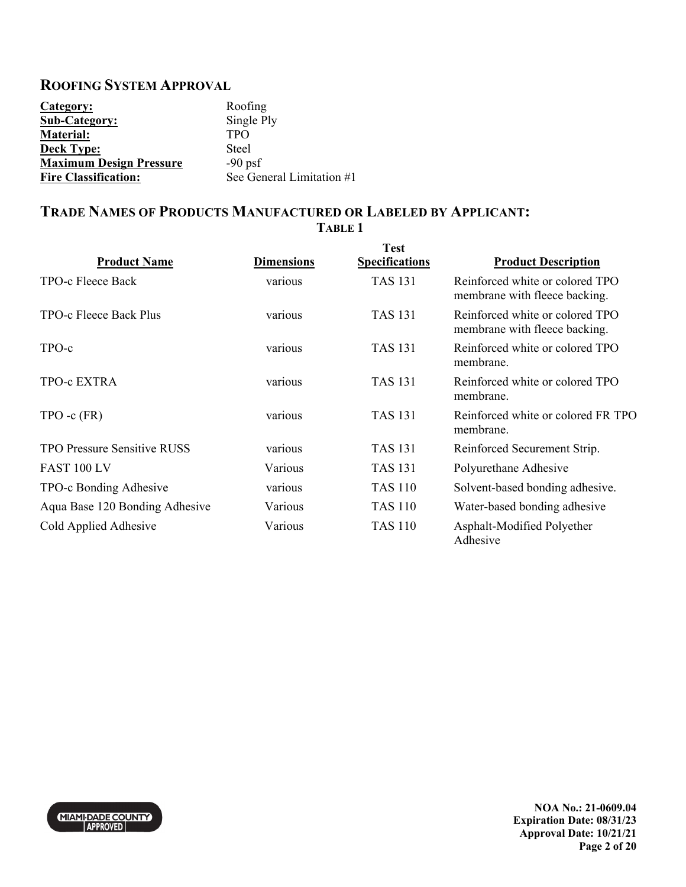## ROOFING SYSTEM APPROVAL

**Category:** Roofing
**Sub-Category:** Single Ply
**Material:** TPO
**Deck Type:** Steel
**Maximum Design Pressure** -90 psf
**Fire Classification:** See General Limitation #1

## TRADE NAMES OF PRODUCTS MANUFACTURED OR LABELED BY APPLICANT:

**TABLE 1**

| Product Name | Dimensions | Test Specifications | Product Description |
|---|---|---|---|
| TPO-c Fleece Back | various | TAS 131 | Reinforced white or colored TPO membrane with fleece backing. |
| TPO-c Fleece Back Plus | various | TAS 131 | Reinforced white or colored TPO membrane with fleece backing. |
| TPO-c | various | TAS 131 | Reinforced white or colored TPO membrane. |
| TPO-c EXTRA | various | TAS 131 | Reinforced white or colored TPO membrane. |
| TPO -c (FR) | various | TAS 131 | Reinforced white or colored FR TPO membrane. |
| TPO Pressure Sensitive RUSS | various | TAS 131 | Reinforced Securement Strip. |
| FAST 100 LV | Various | TAS 131 | Polyurethane Adhesive |
| TPO-c Bonding Adhesive | various | TAS 110 | Solvent-based bonding adhesive. |
| Aqua Base 120 Bonding Adhesive | Various | TAS 110 | Water-based bonding adhesive |
| Cold Applied Adhesive | Various | TAS 110 | Asphalt-Modified Polyether Adhesive |

NOA No.: 21-0609.04
Expiration Date: 08/31/23
Approval Date: 10/21/21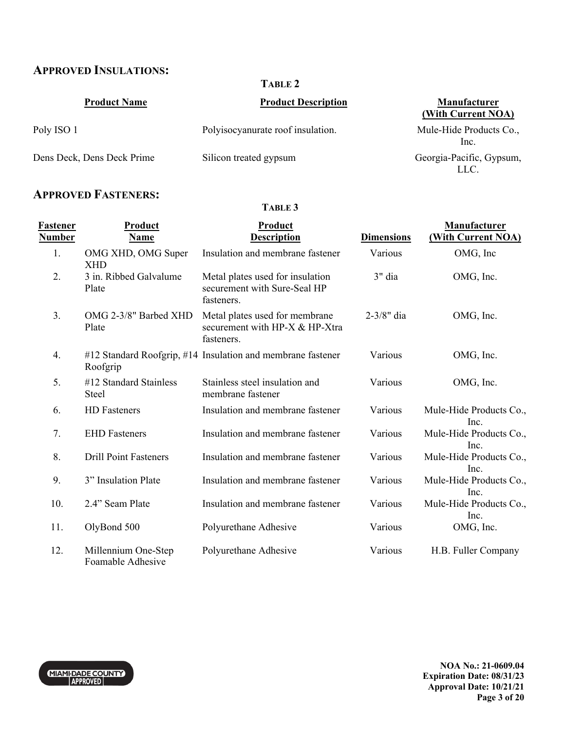## APPROVED INSULATIONS:

**TABLE 2**

| Product Name | Product Description | Manufacturer (With Current NOA) |
|---|---|---|
| Poly ISO 1 | Polyisocyanurate roof insulation. | Mule-Hide Products Co., Inc. |
| Dens Deck, Dens Deck Prime | Silicon treated gypsum | Georgia-Pacific, Gypsum, LLC. |

## APPROVED FASTENERS:

**TABLE 3**

| Fastener Number | Product Name | Product Description | Dimensions | Manufacturer (With Current NOA) |
|---|---|---|---|---|
| 1. | OMG XHD, OMG Super XHD | Insulation and membrane fastener | Various | OMG, Inc |
| 2. | 3 in. Ribbed Galvalume Plate | Metal plates used for insulation securement with Sure-Seal HP fasteners. | 3" dia | OMG, Inc. |
| 3. | OMG 2-3/8" Barbed XHD Plate | Metal plates used for membrane securement with HP-X & HP-Xtra fasteners. | 2-3/8" dia | OMG, Inc. |
| 4. | #12 Standard Roofgrip, #14 Roofgrip | Insulation and membrane fastener | Various | OMG, Inc. |
| 5. | #12 Standard Stainless Steel | Stainless steel insulation and membrane fastener | Various | OMG, Inc. |
| 6. | HD Fasteners | Insulation and membrane fastener | Various | Mule-Hide Products Co., Inc. |
| 7. | EHD Fasteners | Insulation and membrane fastener | Various | Mule-Hide Products Co., Inc. |
| 8. | Drill Point Fasteners | Insulation and membrane fastener | Various | Mule-Hide Products Co., Inc. |
| 9. | 3" Insulation Plate | Insulation and membrane fastener | Various | Mule-Hide Products Co., Inc. |
| 10. | 2.4" Seam Plate | Insulation and membrane fastener | Various | Mule-Hide Products Co., Inc. |
| 11. | OlyBond 500 | Polyurethane Adhesive | Various | OMG, Inc. |
| 12. | Millennium One-Step Foamable Adhesive | Polyurethane Adhesive | Various | H.B. Fuller Company |

**NOA No.: 21-0609.04**
**Expiration Date: 08/31/23**
**Approval Date: 10/21/21**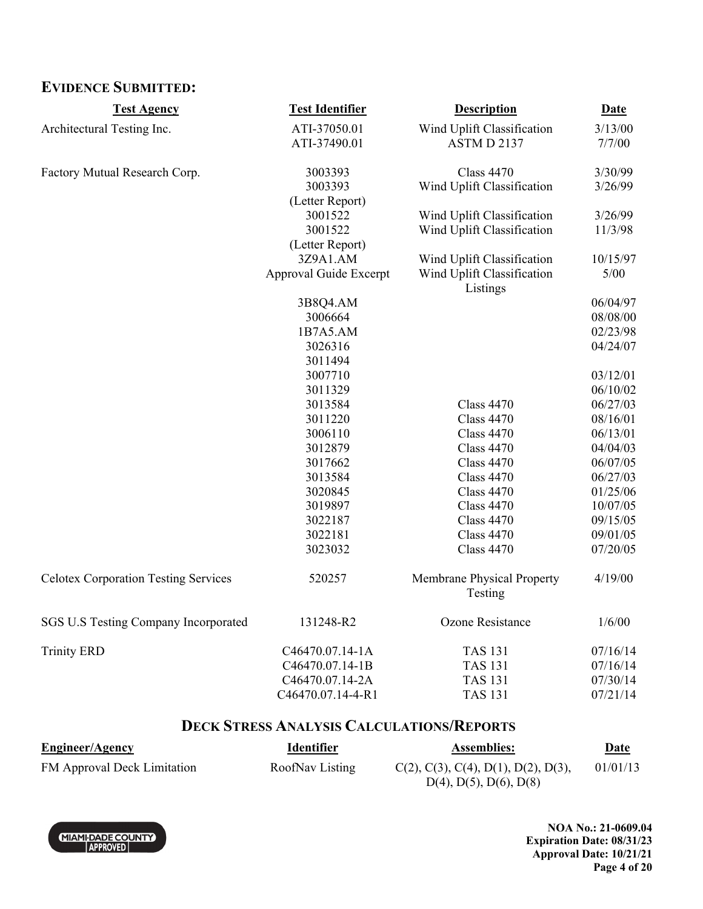## EVIDENCE SUBMITTED:

| Test Agency | Test Identifier | Description | Date |
|---|---|---|---|
| Architectural Testing Inc. | ATI-37050.01 | Wind Uplift Classification | 3/13/00 |
| | ATI-37490.01 | ASTM D 2137 | 7/7/00 |
| Factory Mutual Research Corp. | 3003393 | Class 4470 | 3/30/99 |
| | 3003393 (Letter Report) | Wind Uplift Classification | 3/26/99 |
| | 3001522 | Wind Uplift Classification | 3/26/99 |
| | 3001522 (Letter Report) | Wind Uplift Classification | 11/3/98 |
| | 3Z9A1.AM | Wind Uplift Classification | 10/15/97 |
| | Approval Guide Excerpt | Wind Uplift Classification Listings | 5/00 |
| | 3B8Q4.AM | | 06/04/97 |
| | 3006664 | | 08/08/00 |
| | 1B7A5.AM | | 02/23/98 |
| | 3026316 | | 04/24/07 |
| | 3011494 | | |
| | 3007710 | | 03/12/01 |
| | 3011329 | | 06/10/02 |
| | 3013584 | Class 4470 | 06/27/03 |
| | 3011220 | Class 4470 | 08/16/01 |
| | 3006110 | Class 4470 | 06/13/01 |
| | 3012879 | Class 4470 | 04/04/03 |
| | 3017662 | Class 4470 | 06/07/05 |
| | 3013584 | Class 4470 | 06/27/03 |
| | 3020845 | Class 4470 | 01/25/06 |
| | 3019897 | Class 4470 | 10/07/05 |
| | 3022187 | Class 4470 | 09/15/05 |
| | 3022181 | Class 4470 | 09/01/05 |
| | 3023032 | Class 4470 | 07/20/05 |
| Celotex Corporation Testing Services | 520257 | Membrane Physical Property Testing | 4/19/00 |
| SGS U.S Testing Company Incorporated | 131248-R2 | Ozone Resistance | 1/6/00 |
| Trinity ERD | C46470.07.14-1A | TAS 131 | 07/16/14 |
| | C46470.07.14-1B | TAS 131 | 07/16/14 |
| | C46470.07.14-2A | TAS 131 | 07/30/14 |
| | C46470.07.14-4-R1 | TAS 131 | 07/21/14 |

## DECK STRESS ANALYSIS CALCULATIONS/REPORTS

| Engineer/Agency | Identifier | Assemblies: | Date |
|---|---|---|---|
| FM Approval Deck Limitation | RoofNav Listing | C(2), C(3), C(4), D(1), D(2), D(3), D(4), D(5), D(6), D(8) | 01/01/13 |

NOA No.: 21-0609.04
Expiration Date: 08/31/23
Approval Date: 10/21/21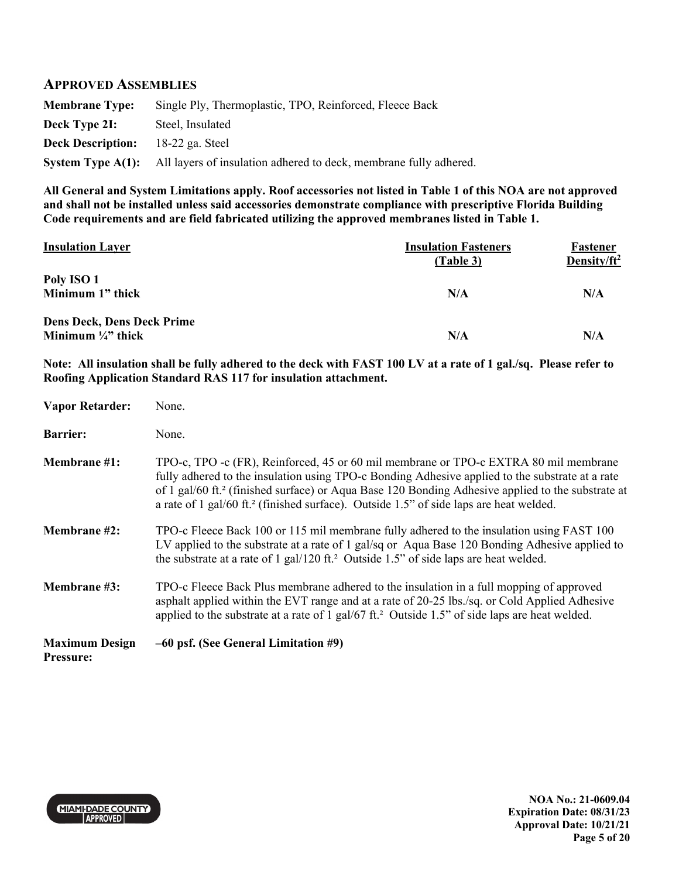## APPROVED ASSEMBLIES

**Membrane Type:** Single Ply, Thermoplastic, TPO, Reinforced, Fleece Back

**Deck Type 2I:** Steel, Insulated

**Deck Description:** 18-22 ga. Steel

**System Type A(1):** All layers of insulation adhered to deck, membrane fully adhered.

**All General and System Limitations apply. Roof accessories not listed in Table 1 of this NOA are not approved and shall not be installed unless said accessories demonstrate compliance with prescriptive Florida Building Code requirements and are field fabricated utilizing the approved membranes listed in Table 1.**

| Insulation Layer | Insulation Fasteners (Table 3) | Fastener Density/ft$^2$ |
|---|---|---|
| **Poly ISO 1**<br>**Minimum 1" thick** | **N/A** | **N/A** |
| **Dens Deck, Dens Deck Prime**<br>**Minimum ¼" thick** | **N/A** | **N/A** |

**Note: All insulation shall be fully adhered to the deck with FAST 100 LV at a rate of 1 gal./sq. Please refer to Roofing Application Standard RAS 117 for insulation attachment.**

**Vapor Retarder:** None.

**Barrier:** None.

**Membrane #1:** TPO-c, TPO -c (FR), Reinforced, 45 or 60 mil membrane or TPO-c EXTRA 80 mil membrane fully adhered to the insulation using TPO-c Bonding Adhesive applied to the substrate at a rate of 1 gal/60 ft.$^2$ (finished surface) or Aqua Base 120 Bonding Adhesive applied to the substrate at a rate of 1 gal/60 ft.$^2$ (finished surface). Outside 1.5" of side laps are heat welded.

**Membrane #2:** TPO-c Fleece Back 100 or 115 mil membrane fully adhered to the insulation using FAST 100 LV applied to the substrate at a rate of 1 gal/sq or Aqua Base 120 Bonding Adhesive applied to the substrate at a rate of 1 gal/120 ft.$^2$ Outside 1.5" of side laps are heat welded.

**Membrane #3:** TPO-c Fleece Back Plus membrane adhered to the insulation in a full mopping of approved asphalt applied within the EVT range and at a rate of 20-25 lbs./sq. or Cold Applied Adhesive applied to the substrate at a rate of 1 gal/67 ft.$^2$ Outside 1.5" of side laps are heat welded.

**Maximum Design Pressure:** **–60 psf. (See General Limitation #9)**

**NOA No.: 21-0609.04**
**Expiration Date: 08/31/23**
**Approval Date: 10/21/21**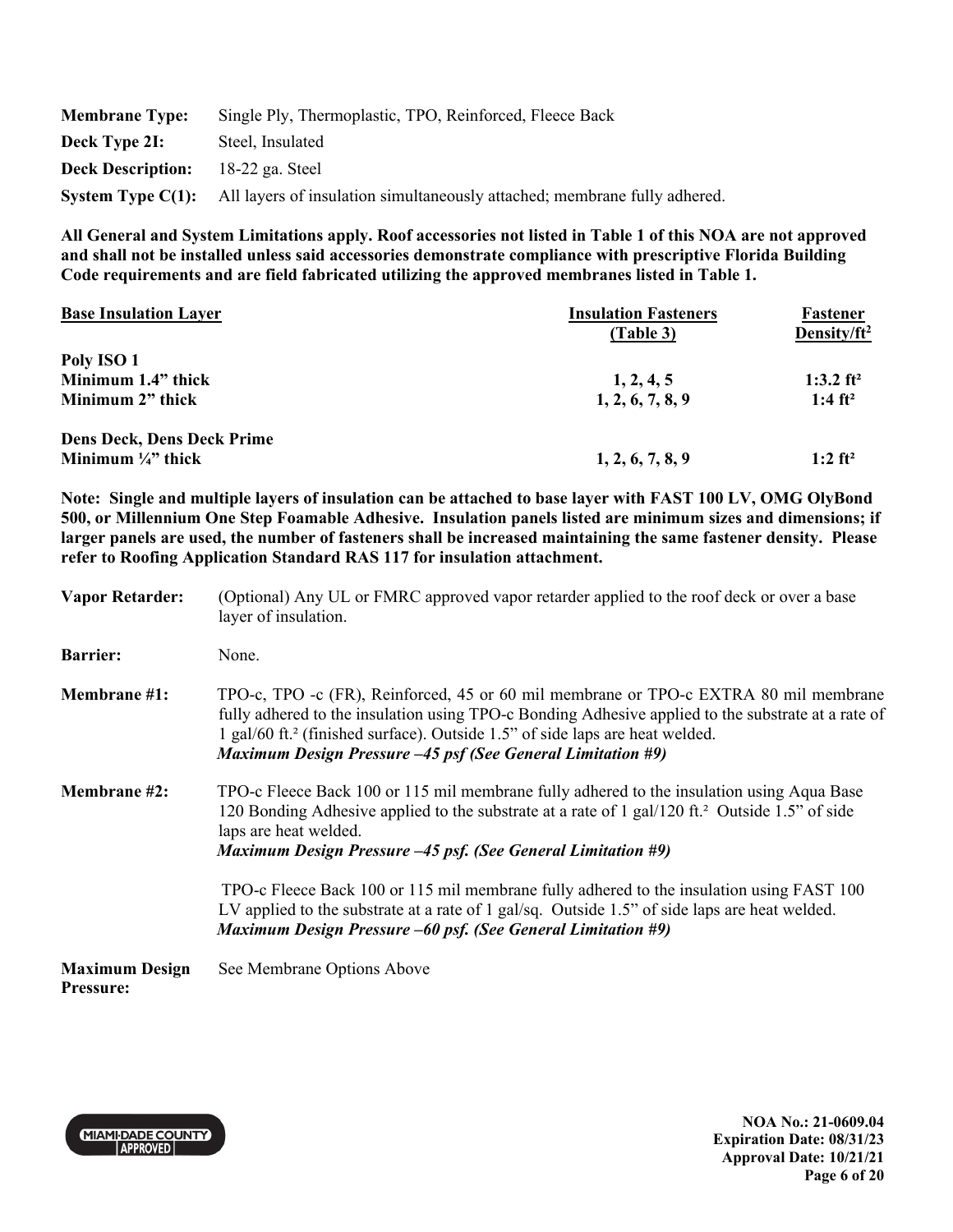**Membrane Type:** Single Ply, Thermoplastic, TPO, Reinforced, Fleece Back

**Deck Type 2I:** Steel, Insulated

**Deck Description:** 18-22 ga. Steel

**System Type C(1):** All layers of insulation simultaneously attached; membrane fully adhered.

**All General and System Limitations apply. Roof accessories not listed in Table 1 of this NOA are not approved and shall not be installed unless said accessories demonstrate compliance with prescriptive Florida Building Code requirements and are field fabricated utilizing the approved membranes listed in Table 1.**

| Base Insulation Layer | Insulation Fasteners (Table 3) | Fastener Density/ft² |
|---|---|---|
| **Poly ISO 1** | | |
| **Minimum 1.4" thick** | **1, 2, 4, 5** | **1:3.2 ft²** |
| **Minimum 2" thick** | **1, 2, 6, 7, 8, 9** | **1:4 ft²** |
| **Dens Deck, Dens Deck Prime** | | |
| **Minimum ¼" thick** | **1, 2, 6, 7, 8, 9** | **1:2 ft²** |

**Note: Single and multiple layers of insulation can be attached to base layer with FAST 100 LV, OMG OlyBond 500, or Millennium One Step Foamable Adhesive. Insulation panels listed are minimum sizes and dimensions; if larger panels are used, the number of fasteners shall be increased maintaining the same fastener density. Please refer to Roofing Application Standard RAS 117 for insulation attachment.**

**Vapor Retarder:** (Optional) Any UL or FMRC approved vapor retarder applied to the roof deck or over a base layer of insulation.

**Barrier:** None.

**Membrane #1:** TPO-c, TPO -c (FR), Reinforced, 45 or 60 mil membrane or TPO-c EXTRA 80 mil membrane fully adhered to the insulation using TPO-c Bonding Adhesive applied to the substrate at a rate of 1 gal/60 ft.² (finished surface). Outside 1.5" of side laps are heat welded.
***Maximum Design Pressure –45 psf (See General Limitation #9)***

**Membrane #2:** TPO-c Fleece Back 100 or 115 mil membrane fully adhered to the insulation using Aqua Base 120 Bonding Adhesive applied to the substrate at a rate of 1 gal/120 ft.² Outside 1.5" of side laps are heat welded.
***Maximum Design Pressure –45 psf. (See General Limitation #9)***

TPO-c Fleece Back 100 or 115 mil membrane fully adhered to the insulation using FAST 100 LV applied to the substrate at a rate of 1 gal/sq. Outside 1.5" of side laps are heat welded.
***Maximum Design Pressure –60 psf. (See General Limitation #9)***

**Maximum Design Pressure:** See Membrane Options Above

**NOA No.: 21-0609.04**
**Expiration Date: 08/31/23**
**Approval Date: 10/21/21**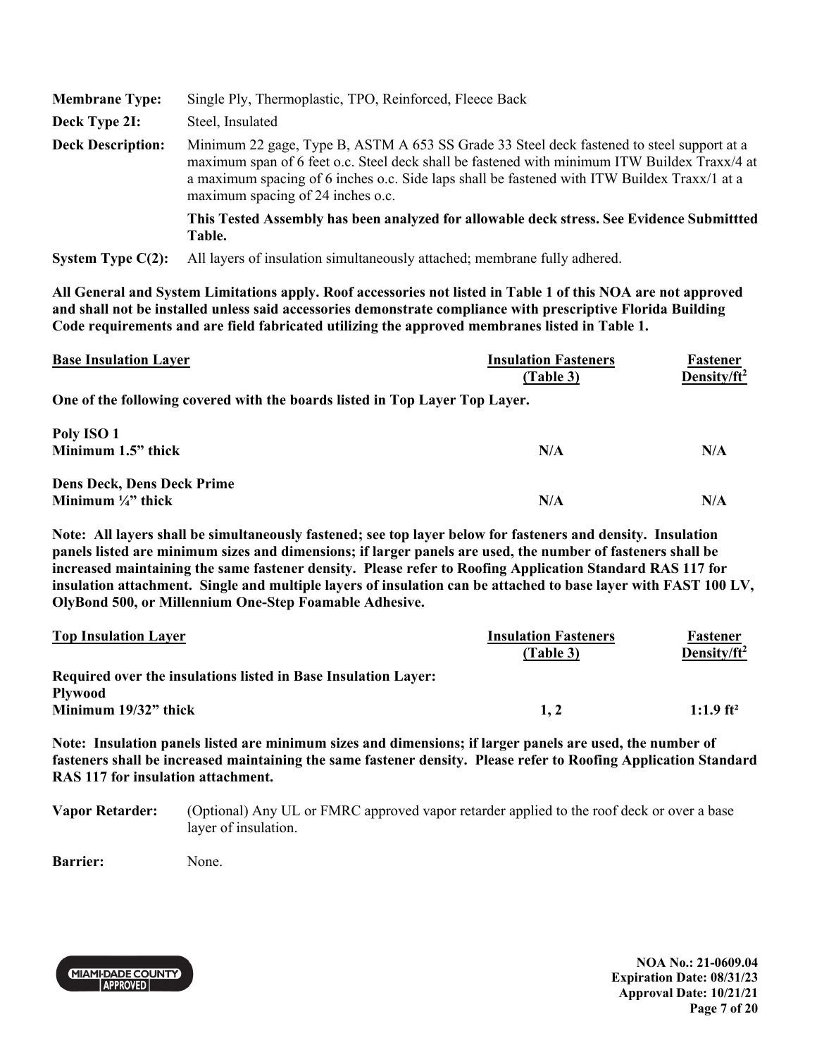**Membrane Type:** Single Ply, Thermoplastic, TPO, Reinforced, Fleece Back

**Deck Type 2I:** Steel, Insulated

**Deck Description:** Minimum 22 gage, Type B, ASTM A 653 SS Grade 33 Steel deck fastened to steel support at a maximum span of 6 feet o.c. Steel deck shall be fastened with minimum ITW Buildex Traxx/4 at a maximum spacing of 6 inches o.c. Side laps shall be fastened with ITW Buildex Traxx/1 at a maximum spacing of 24 inches o.c.

**This Tested Assembly has been analyzed for allowable deck stress. See Evidence Submittted Table.**

**System Type C(2):** All layers of insulation simultaneously attached; membrane fully adhered.

**All General and System Limitations apply. Roof accessories not listed in Table 1 of this NOA are not approved and shall not be installed unless said accessories demonstrate compliance with prescriptive Florida Building Code requirements and are field fabricated utilizing the approved membranes listed in Table 1.**

| Base Insulation Layer | Insulation Fasteners (Table 3) | Fastener Density/ft² |
|---|---|---|
| **One of the following covered with the boards listed in Top Layer Top Layer.** | | |
| **Poly ISO 1**<br>**Minimum 1.5" thick** | **N/A** | **N/A** |
| **Dens Deck, Dens Deck Prime**<br>**Minimum ¼" thick** | **N/A** | **N/A** |

**Note: All layers shall be simultaneously fastened; see top layer below for fasteners and density. Insulation panels listed are minimum sizes and dimensions; if larger panels are used, the number of fasteners shall be increased maintaining the same fastener density. Please refer to Roofing Application Standard RAS 117 for insulation attachment. Single and multiple layers of insulation can be attached to base layer with FAST 100 LV, OlyBond 500, or Millennium One-Step Foamable Adhesive.**

| Top Insulation Layer | Insulation Fasteners (Table 3) | Fastener Density/ft² |
|---|---|---|
| **Required over the insulations listed in Base Insulation Layer:** | | |
| **Plywood**<br>**Minimum 19/32" thick** | **1, 2** | **1:1.9 ft²** |

**Note: Insulation panels listed are minimum sizes and dimensions; if larger panels are used, the number of fasteners shall be increased maintaining the same fastener density. Please refer to Roofing Application Standard RAS 117 for insulation attachment.**

**Vapor Retarder:** (Optional) Any UL or FMRC approved vapor retarder applied to the roof deck or over a base layer of insulation.

**Barrier:** None.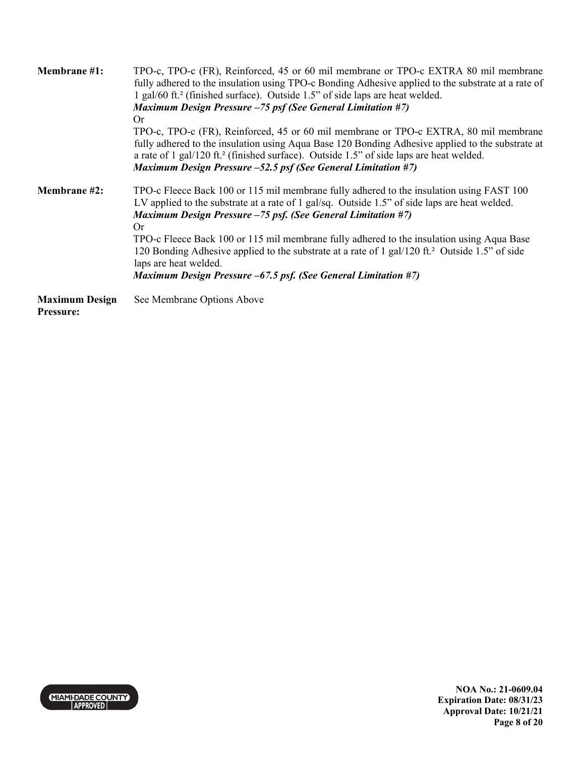**Membrane #1:** TPO-c, TPO-c (FR), Reinforced, 45 or 60 mil membrane or TPO-c EXTRA 80 mil membrane fully adhered to the insulation using TPO-c Bonding Adhesive applied to the substrate at a rate of 1 gal/60 ft.² (finished surface). Outside 1.5" of side laps are heat welded.
***Maximum Design Pressure –75 psf (See General Limitation #7)***
Or
TPO-c, TPO-c (FR), Reinforced, 45 or 60 mil membrane or TPO-c EXTRA, 80 mil membrane fully adhered to the insulation using Aqua Base 120 Bonding Adhesive applied to the substrate at a rate of 1 gal/120 ft.² (finished surface). Outside 1.5" of side laps are heat welded.
***Maximum Design Pressure –52.5 psf (See General Limitation #7)***

**Membrane #2:** TPO-c Fleece Back 100 or 115 mil membrane fully adhered to the insulation using FAST 100 LV applied to the substrate at a rate of 1 gal/sq. Outside 1.5" of side laps are heat welded.
***Maximum Design Pressure –75 psf. (See General Limitation #7)***
Or
TPO-c Fleece Back 100 or 115 mil membrane fully adhered to the insulation using Aqua Base 120 Bonding Adhesive applied to the substrate at a rate of 1 gal/120 ft.² Outside 1.5" of side laps are heat welded.
***Maximum Design Pressure –67.5 psf. (See General Limitation #7)***

**Maximum Design Pressure:** See Membrane Options Above

**NOA No.: 21-0609.04**
**Expiration Date: 08/31/23**
**Approval Date: 10/21/21**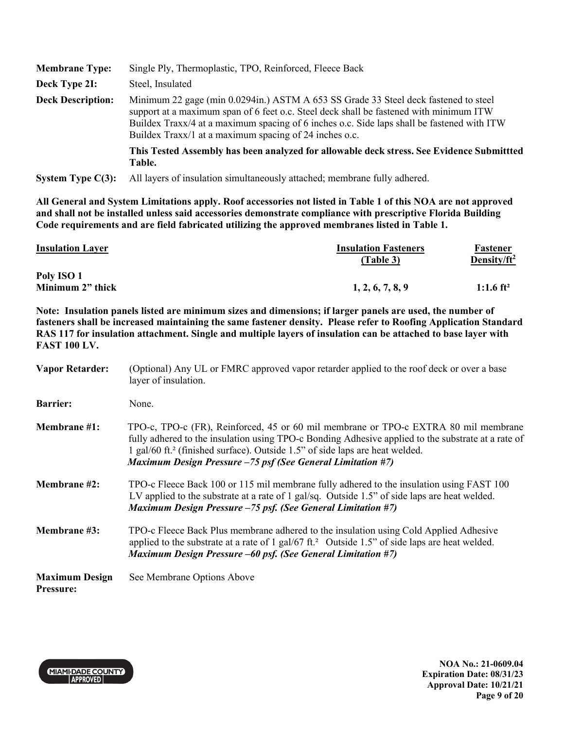**Membrane Type:** Single Ply, Thermoplastic, TPO, Reinforced, Fleece Back

**Deck Type 2I:** Steel, Insulated

**Deck Description:** Minimum 22 gage (min 0.0294in.) ASTM A 653 SS Grade 33 Steel deck fastened to steel support at a maximum span of 6 feet o.c. Steel deck shall be fastened with minimum ITW Buildex Traxx/4 at a maximum spacing of 6 inches o.c. Side laps shall be fastened with ITW Buildex Traxx/1 at a maximum spacing of 24 inches o.c.

**This Tested Assembly has been analyzed for allowable deck stress. See Evidence Submittted Table.**

**System Type C(3):** All layers of insulation simultaneously attached; membrane fully adhered.

**All General and System Limitations apply. Roof accessories not listed in Table 1 of this NOA are not approved and shall not be installed unless said accessories demonstrate compliance with prescriptive Florida Building Code requirements and are field fabricated utilizing the approved membranes listed in Table 1.**

| Insulation Layer | Insulation Fasteners (Table 3) | Fastener Density/ft² |
|---|---|---|
| **Poly ISO 1 Minimum 2" thick** | **1, 2, 6, 7, 8, 9** | **1:1.6 ft²** |

**Note: Insulation panels listed are minimum sizes and dimensions; if larger panels are used, the number of fasteners shall be increased maintaining the same fastener density. Please refer to Roofing Application Standard RAS 117 for insulation attachment. Single and multiple layers of insulation can be attached to base layer with FAST 100 LV.**

**Vapor Retarder:** (Optional) Any UL or FMRC approved vapor retarder applied to the roof deck or over a base layer of insulation.

**Barrier:** None.

**Membrane #1:** TPO-c, TPO-c (FR), Reinforced, 45 or 60 mil membrane or TPO-c EXTRA 80 mil membrane fully adhered to the insulation using TPO-c Bonding Adhesive applied to the substrate at a rate of 1 gal/60 ft.² (finished surface). Outside 1.5" of side laps are heat welded.
***Maximum Design Pressure –75 psf (See General Limitation #7)***

**Membrane #2:** TPO-c Fleece Back 100 or 115 mil membrane fully adhered to the insulation using FAST 100 LV applied to the substrate at a rate of 1 gal/sq. Outside 1.5" of side laps are heat welded.
***Maximum Design Pressure –75 psf. (See General Limitation #7)***

**Membrane #3:** TPO-c Fleece Back Plus membrane adhered to the insulation using Cold Applied Adhesive applied to the substrate at a rate of 1 gal/67 ft.² Outside 1.5" of side laps are heat welded.
***Maximum Design Pressure –60 psf. (See General Limitation #7)***

**Maximum Design Pressure:** See Membrane Options Above

**NOA No.: 21-0609.04**
**Expiration Date: 08/31/23**
**Approval Date: 10/21/21**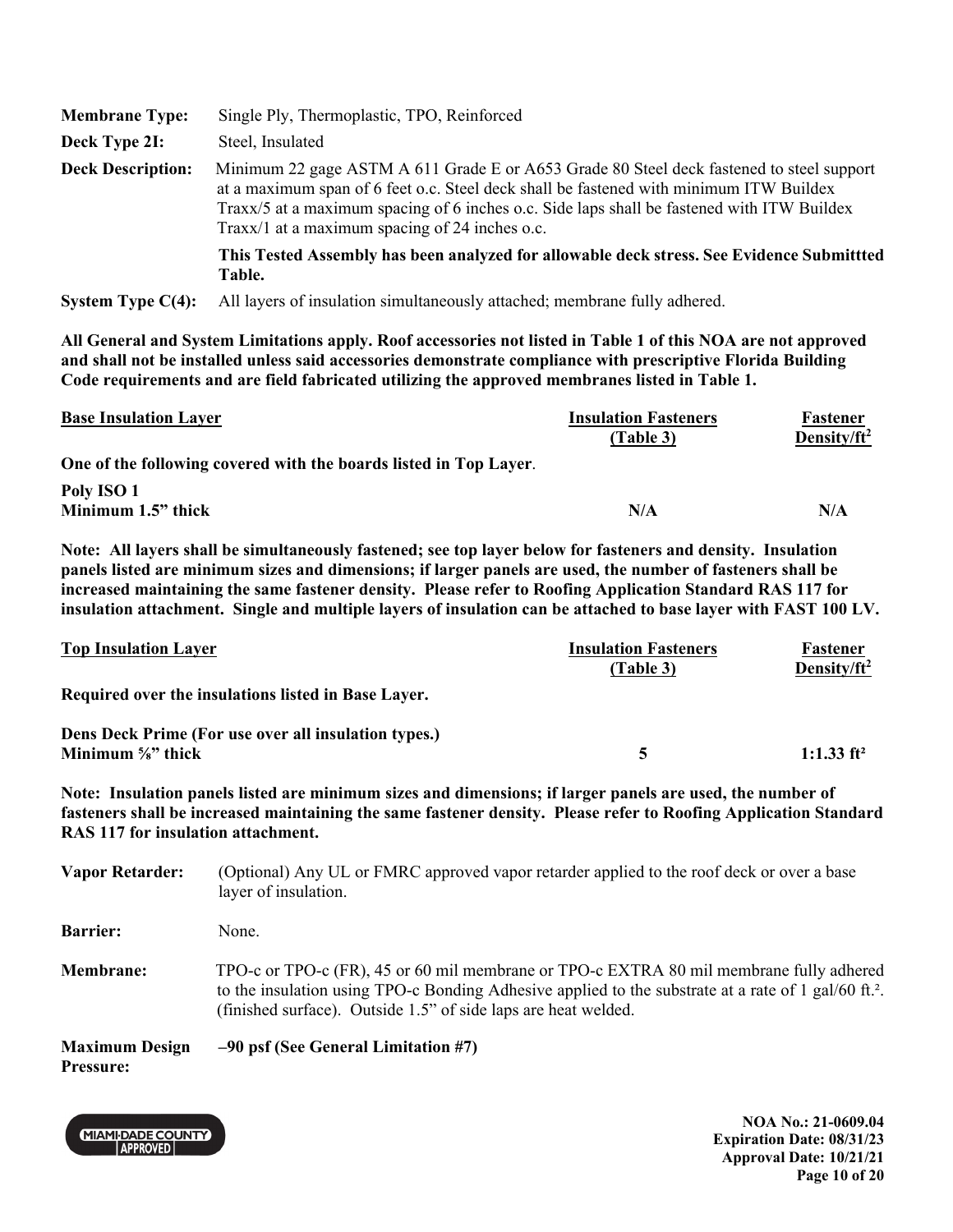**Membrane Type:** Single Ply, Thermoplastic, TPO, Reinforced

**Deck Type 2I:** Steel, Insulated

**Deck Description:** Minimum 22 gage ASTM A 611 Grade E or A653 Grade 80 Steel deck fastened to steel support at a maximum span of 6 feet o.c. Steel deck shall be fastened with minimum ITW Buildex Traxx/5 at a maximum spacing of 6 inches o.c. Side laps shall be fastened with ITW Buildex Traxx/1 at a maximum spacing of 24 inches o.c.

**This Tested Assembly has been analyzed for allowable deck stress. See Evidence Submittted Table.**

**System Type C(4):** All layers of insulation simultaneously attached; membrane fully adhered.

**All General and System Limitations apply. Roof accessories not listed in Table 1 of this NOA are not approved and shall not be installed unless said accessories demonstrate compliance with prescriptive Florida Building Code requirements and are field fabricated utilizing the approved membranes listed in Table 1.**

| Base Insulation Layer | Insulation Fasteners (Table 3) | Fastener Density/ft² |
|---|---|---|
| **One of the following covered with the boards listed in Top Layer.** | | |
| **Poly ISO 1** **Minimum 1.5" thick** | **N/A** | **N/A** |

**Note: All layers shall be simultaneously fastened; see top layer below for fasteners and density. Insulation panels listed are minimum sizes and dimensions; if larger panels are used, the number of fasteners shall be increased maintaining the same fastener density. Please refer to Roofing Application Standard RAS 117 for insulation attachment. Single and multiple layers of insulation can be attached to base layer with FAST 100 LV.**

| Top Insulation Layer | Insulation Fasteners (Table 3) | Fastener Density/ft² |
|---|---|---|
| **Required over the insulations listed in Base Layer.** | | |
| **Dens Deck Prime (For use over all insulation types.)** **Minimum ⅝" thick** | **5** | **1:1.33 ft²** |

**Note: Insulation panels listed are minimum sizes and dimensions; if larger panels are used, the number of fasteners shall be increased maintaining the same fastener density. Please refer to Roofing Application Standard RAS 117 for insulation attachment.**

**Vapor Retarder:** (Optional) Any UL or FMRC approved vapor retarder applied to the roof deck or over a base layer of insulation.

**Barrier:** None.

**Membrane:** TPO-c or TPO-c (FR), 45 or 60 mil membrane or TPO-c EXTRA 80 mil membrane fully adhered to the insulation using TPO-c Bonding Adhesive applied to the substrate at a rate of 1 gal/60 ft.². (finished surface). Outside 1.5" of side laps are heat welded.

**Maximum Design Pressure:** **–90 psf (See General Limitation #7)**

**NOA No.: 21-0609.04**
**Expiration Date: 08/31/23**
**Approval Date: 10/21/21**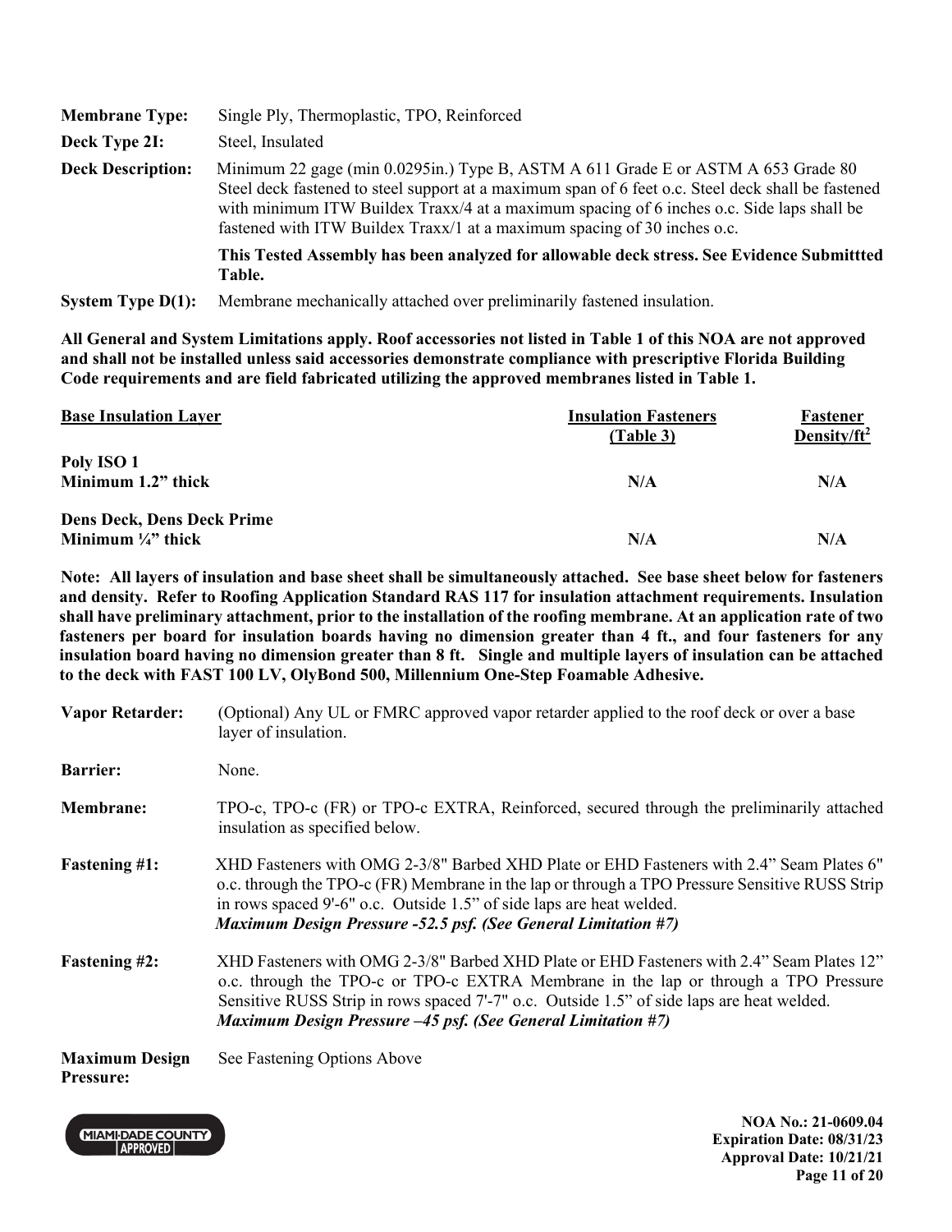| | |
|---|---|
| **Membrane Type:** | Single Ply, Thermoplastic, TPO, Reinforced |
| **Deck Type 2I:** | Steel, Insulated |
| **Deck Description:** | Minimum 22 gage (min 0.0295in.) Type B, ASTM A 611 Grade E or ASTM A 653 Grade 80 Steel deck fastened to steel support at a maximum span of 6 feet o.c. Steel deck shall be fastened with minimum ITW Buildex Traxx/4 at a maximum spacing of 6 inches o.c. Side laps shall be fastened with ITW Buildex Traxx/1 at a maximum spacing of 30 inches o.c.<br><br>**This Tested Assembly has been analyzed for allowable deck stress. See Evidence Submittted Table.** |
| **System Type D(1):** | Membrane mechanically attached over preliminarily fastened insulation. |

**All General and System Limitations apply. Roof accessories not listed in Table 1 of this NOA are not approved and shall not be installed unless said accessories demonstrate compliance with prescriptive Florida Building Code requirements and are field fabricated utilizing the approved membranes listed in Table 1.**

| Base Insulation Layer | Insulation Fasteners (Table 3) | Fastener Density/ft$^2$ |
|---|---|---|
| **Poly ISO 1**<br>**Minimum 1.2" thick** | **N/A** | **N/A** |
| **Dens Deck, Dens Deck Prime**<br>**Minimum ¼" thick** | **N/A** | **N/A** |

**Note: All layers of insulation and base sheet shall be simultaneously attached. See base sheet below for fasteners and density. Refer to Roofing Application Standard RAS 117 for insulation attachment requirements. Insulation shall have preliminary attachment, prior to the installation of the roofing membrane. At an application rate of two fasteners per board for insulation boards having no dimension greater than 4 ft., and four fasteners for any insulation board having no dimension greater than 8 ft. Single and multiple layers of insulation can be attached to the deck with FAST 100 LV, OlyBond 500, Millennium One-Step Foamable Adhesive.**

| | |
|---|---|
| **Vapor Retarder:** | (Optional) Any UL or FMRC approved vapor retarder applied to the roof deck or over a base layer of insulation. |
| **Barrier:** | None. |
| **Membrane:** | TPO-c, TPO-c (FR) or TPO-c EXTRA, Reinforced, secured through the preliminarily attached insulation as specified below. |
| **Fastening #1:** | XHD Fasteners with OMG 2-3/8" Barbed XHD Plate or EHD Fasteners with 2.4" Seam Plates 6" o.c. through the TPO-c (FR) Membrane in the lap or through a TPO Pressure Sensitive RUSS Strip in rows spaced 9'-6" o.c. Outside 1.5" of side laps are heat welded.<br>***Maximum Design Pressure -52.5 psf. (See General Limitation #7)*** |
| **Fastening #2:** | XHD Fasteners with OMG 2-3/8" Barbed XHD Plate or EHD Fasteners with 2.4" Seam Plates 12" o.c. through the TPO-c or TPO-c EXTRA Membrane in the lap or through a TPO Pressure Sensitive RUSS Strip in rows spaced 7'-7" o.c. Outside 1.5" of side laps are heat welded.<br>***Maximum Design Pressure –45 psf. (See General Limitation #7)*** |
| **Maximum Design Pressure:** | See Fastening Options Above |

**NOA No.: 21-0609.04**
**Expiration Date: 08/31/23**
**Approval Date: 10/21/21**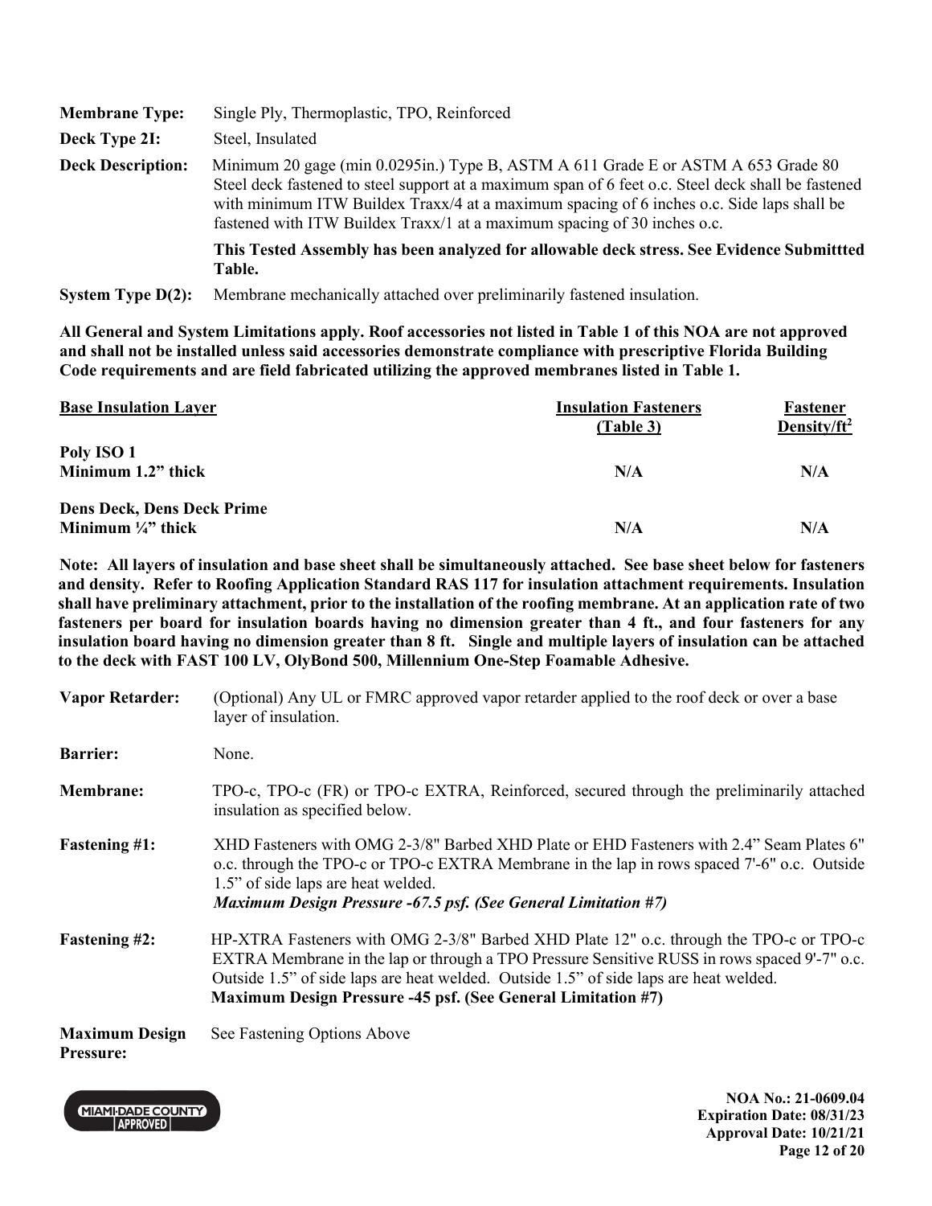**Membrane Type:** Single Ply, Thermoplastic, TPO, Reinforced

**Deck Type 2I:** Steel, Insulated

**Deck Description:** Minimum 20 gage (min 0.0295in.) Type B, ASTM A 611 Grade E or ASTM A 653 Grade 80 Steel deck fastened to steel support at a maximum span of 6 feet o.c. Steel deck shall be fastened with minimum ITW Buildex Traxx/4 at a maximum spacing of 6 inches o.c. Side laps shall be fastened with ITW Buildex Traxx/1 at a maximum spacing of 30 inches o.c.

**This Tested Assembly has been analyzed for allowable deck stress. See Evidence Submittted Table.**

**System Type D(2):** Membrane mechanically attached over preliminarily fastened insulation.

**All General and System Limitations apply. Roof accessories not listed in Table 1 of this NOA are not approved and shall not be installed unless said accessories demonstrate compliance with prescriptive Florida Building Code requirements and are field fabricated utilizing the approved membranes listed in Table 1.**

| Base Insulation Layer | Insulation Fasteners (Table 3) | Fastener Density/ft$^2$ |
|---|---|---|
| **Poly ISO 1 Minimum 1.2" thick** | **N/A** | **N/A** |
| **Dens Deck, Dens Deck Prime Minimum ¼" thick** | **N/A** | **N/A** |

**Note: All layers of insulation and base sheet shall be simultaneously attached. See base sheet below for fasteners and density. Refer to Roofing Application Standard RAS 117 for insulation attachment requirements. Insulation shall have preliminary attachment, prior to the installation of the roofing membrane. At an application rate of two fasteners per board for insulation boards having no dimension greater than 4 ft., and four fasteners for any insulation board having no dimension greater than 8 ft. Single and multiple layers of insulation can be attached to the deck with FAST 100 LV, OlyBond 500, Millennium One-Step Foamable Adhesive.**

**Vapor Retarder:** (Optional) Any UL or FMRC approved vapor retarder applied to the roof deck or over a base layer of insulation.

**Barrier:** None.

**Membrane:** TPO-c, TPO-c (FR) or TPO-c EXTRA, Reinforced, secured through the preliminarily attached insulation as specified below.

**Fastening #1:** XHD Fasteners with OMG 2-3/8" Barbed XHD Plate or EHD Fasteners with 2.4" Seam Plates 6" o.c. through the TPO-c or TPO-c EXTRA Membrane in the lap in rows spaced 7'-6" o.c. Outside 1.5" of side laps are heat welded.
***Maximum Design Pressure -67.5 psf. (See General Limitation #7)***

**Fastening #2:** HP-XTRA Fasteners with OMG 2-3/8" Barbed XHD Plate 12" o.c. through the TPO-c or TPO-c EXTRA Membrane in the lap or through a TPO Pressure Sensitive RUSS in rows spaced 9'-7" o.c. Outside 1.5" of side laps are heat welded. Outside 1.5" of side laps are heat welded.
**Maximum Design Pressure -45 psf. (See General Limitation #7)**

**Maximum Design Pressure:** See Fastening Options Above

**NOA No.: 21-0609.04**
**Expiration Date: 08/31/23**
**Approval Date: 10/21/21**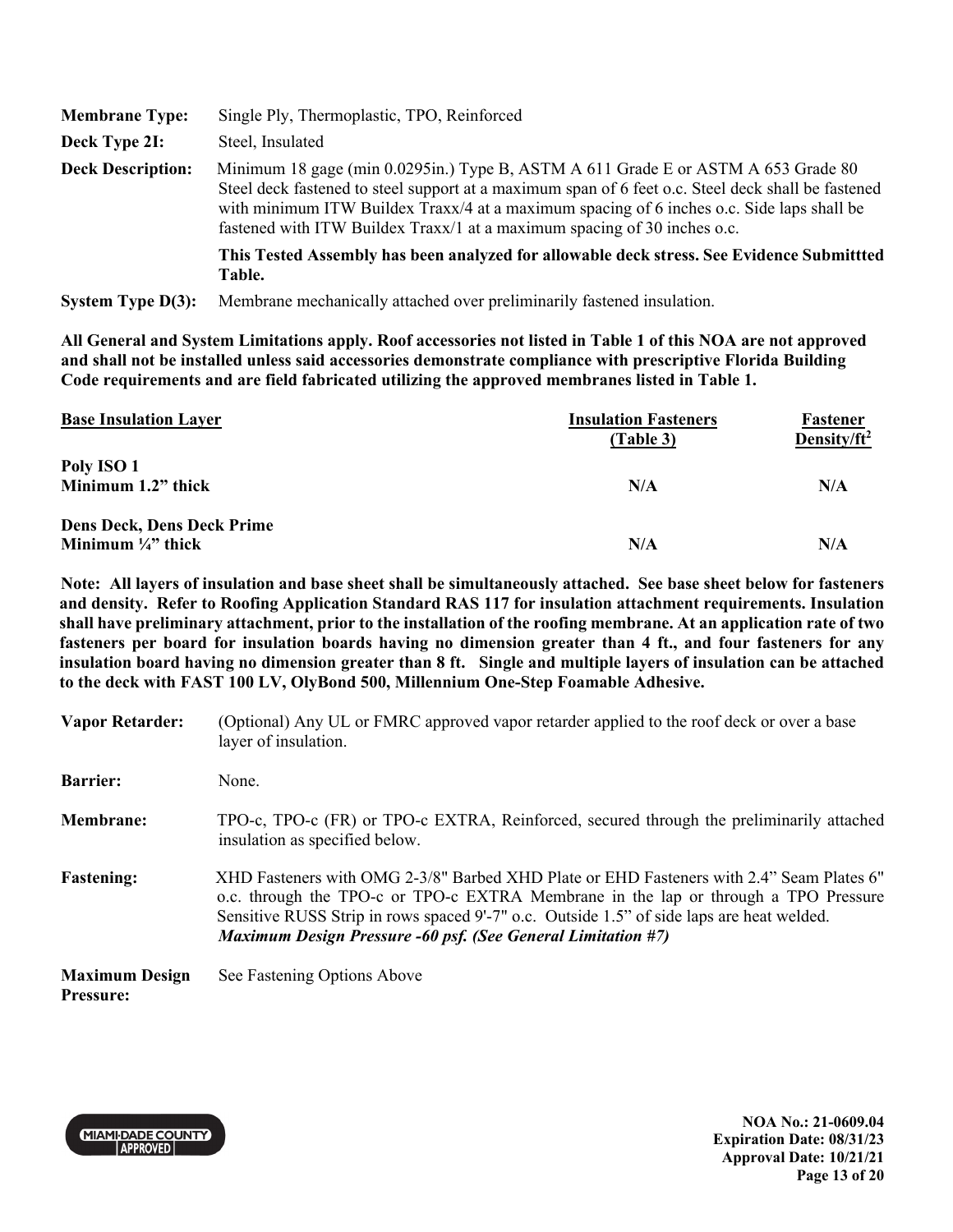**Membrane Type:** Single Ply, Thermoplastic, TPO, Reinforced

**Deck Type 2I:** Steel, Insulated

**Deck Description:** Minimum 18 gage (min 0.0295in.) Type B, ASTM A 611 Grade E or ASTM A 653 Grade 80 Steel deck fastened to steel support at a maximum span of 6 feet o.c. Steel deck shall be fastened with minimum ITW Buildex Traxx/4 at a maximum spacing of 6 inches o.c. Side laps shall be fastened with ITW Buildex Traxx/1 at a maximum spacing of 30 inches o.c.

**This Tested Assembly has been analyzed for allowable deck stress. See Evidence Submittted Table.**

**System Type D(3):** Membrane mechanically attached over preliminarily fastened insulation.

**All General and System Limitations apply. Roof accessories not listed in Table 1 of this NOA are not approved and shall not be installed unless said accessories demonstrate compliance with prescriptive Florida Building Code requirements and are field fabricated utilizing the approved membranes listed in Table 1.**

| Base Insulation Layer | Insulation Fasteners (Table 3) | Fastener Density/ft$^2$ |
|---|---|---|
| **Poly ISO 1** **Minimum 1.2" thick** | **N/A** | **N/A** |
| **Dens Deck, Dens Deck Prime** **Minimum ¼" thick** | **N/A** | **N/A** |

**Note: All layers of insulation and base sheet shall be simultaneously attached. See base sheet below for fasteners and density. Refer to Roofing Application Standard RAS 117 for insulation attachment requirements. Insulation shall have preliminary attachment, prior to the installation of the roofing membrane. At an application rate of two fasteners per board for insulation boards having no dimension greater than 4 ft., and four fasteners for any insulation board having no dimension greater than 8 ft. Single and multiple layers of insulation can be attached to the deck with FAST 100 LV, OlyBond 500, Millennium One-Step Foamable Adhesive.**

**Vapor Retarder:** (Optional) Any UL or FMRC approved vapor retarder applied to the roof deck or over a base layer of insulation.

**Barrier:** None.

**Membrane:** TPO-c, TPO-c (FR) or TPO-c EXTRA, Reinforced, secured through the preliminarily attached insulation as specified below.

**Fastening:** XHD Fasteners with OMG 2-3/8" Barbed XHD Plate or EHD Fasteners with 2.4" Seam Plates 6" o.c. through the TPO-c or TPO-c EXTRA Membrane in the lap or through a TPO Pressure Sensitive RUSS Strip in rows spaced 9'-7" o.c. Outside 1.5" of side laps are heat welded.
***Maximum Design Pressure -60 psf. (See General Limitation #7)***

**Maximum Design Pressure:** See Fastening Options Above

NOA No.: 21-0609.04
Expiration Date: 08/31/23
Approval Date: 10/21/21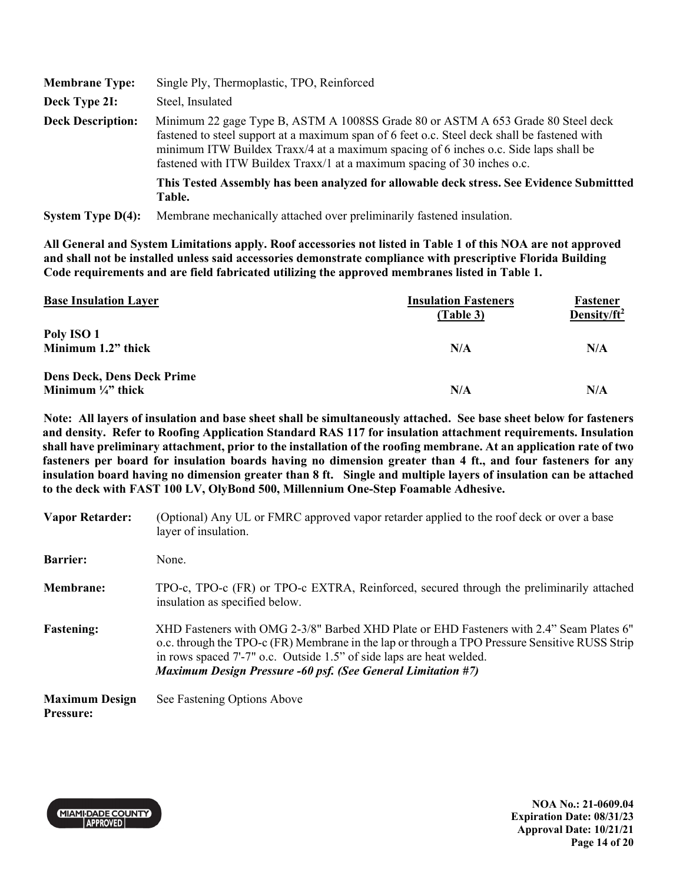**Membrane Type:** Single Ply, Thermoplastic, TPO, Reinforced

**Deck Type 2I:** Steel, Insulated

**Deck Description:** Minimum 22 gage Type B, ASTM A 1008SS Grade 80 or ASTM A 653 Grade 80 Steel deck fastened to steel support at a maximum span of 6 feet o.c. Steel deck shall be fastened with minimum ITW Buildex Traxx/4 at a maximum spacing of 6 inches o.c. Side laps shall be fastened with ITW Buildex Traxx/1 at a maximum spacing of 30 inches o.c.

**This Tested Assembly has been analyzed for allowable deck stress. See Evidence Submittted Table.**

**System Type D(4):** Membrane mechanically attached over preliminarily fastened insulation.

**All General and System Limitations apply. Roof accessories not listed in Table 1 of this NOA are not approved and shall not be installed unless said accessories demonstrate compliance with prescriptive Florida Building Code requirements and are field fabricated utilizing the approved membranes listed in Table 1.**

| Base Insulation Layer | Insulation Fasteners (Table 3) | Fastener Density/ft$^2$ |
|---|---|---|
| **Poly ISO 1**<br>**Minimum 1.2" thick** | **N/A** | **N/A** |
| **Dens Deck, Dens Deck Prime**<br>**Minimum ¼" thick** | **N/A** | **N/A** |

**Note: All layers of insulation and base sheet shall be simultaneously attached. See base sheet below for fasteners and density. Refer to Roofing Application Standard RAS 117 for insulation attachment requirements. Insulation shall have preliminary attachment, prior to the installation of the roofing membrane. At an application rate of two fasteners per board for insulation boards having no dimension greater than 4 ft., and four fasteners for any insulation board having no dimension greater than 8 ft. Single and multiple layers of insulation can be attached to the deck with FAST 100 LV, OlyBond 500, Millennium One-Step Foamable Adhesive.**

**Vapor Retarder:** (Optional) Any UL or FMRC approved vapor retarder applied to the roof deck or over a base layer of insulation.

**Barrier:** None.

**Membrane:** TPO-c, TPO-c (FR) or TPO-c EXTRA, Reinforced, secured through the preliminarily attached insulation as specified below.

**Fastening:** XHD Fasteners with OMG 2-3/8" Barbed XHD Plate or EHD Fasteners with 2.4" Seam Plates 6" o.c. through the TPO-c (FR) Membrane in the lap or through a TPO Pressure Sensitive RUSS Strip in rows spaced 7'-7" o.c. Outside 1.5" of side laps are heat welded.
***Maximum Design Pressure -60 psf. (See General Limitation #7)***

**Maximum Design Pressure:** See Fastening Options Above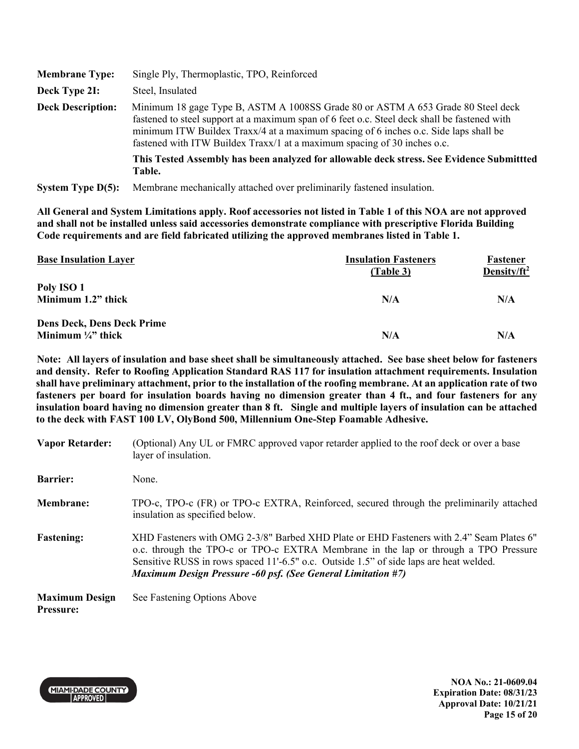**Membrane Type:** Single Ply, Thermoplastic, TPO, Reinforced

**Deck Type 2I:** Steel, Insulated

**Deck Description:** Minimum 18 gage Type B, ASTM A 1008SS Grade 80 or ASTM A 653 Grade 80 Steel deck fastened to steel support at a maximum span of 6 feet o.c. Steel deck shall be fastened with minimum ITW Buildex Traxx/4 at a maximum spacing of 6 inches o.c. Side laps shall be fastened with ITW Buildex Traxx/1 at a maximum spacing of 30 inches o.c.

**This Tested Assembly has been analyzed for allowable deck stress. See Evidence Submittted Table.**

**System Type D(5):** Membrane mechanically attached over preliminarily fastened insulation.

**All General and System Limitations apply. Roof accessories not listed in Table 1 of this NOA are not approved and shall not be installed unless said accessories demonstrate compliance with prescriptive Florida Building Code requirements and are field fabricated utilizing the approved membranes listed in Table 1.**

| Base Insulation Layer | Insulation Fasteners (Table 3) | Fastener Density/ft$^2$ |
|---|---|---|
| **Poly ISO 1** **Minimum 1.2" thick** | **N/A** | **N/A** |
| **Dens Deck, Dens Deck Prime** **Minimum ¼" thick** | **N/A** | **N/A** |

**Note: All layers of insulation and base sheet shall be simultaneously attached. See base sheet below for fasteners and density. Refer to Roofing Application Standard RAS 117 for insulation attachment requirements. Insulation shall have preliminary attachment, prior to the installation of the roofing membrane. At an application rate of two fasteners per board for insulation boards having no dimension greater than 4 ft., and four fasteners for any insulation board having no dimension greater than 8 ft. Single and multiple layers of insulation can be attached to the deck with FAST 100 LV, OlyBond 500, Millennium One-Step Foamable Adhesive.**

**Vapor Retarder:** (Optional) Any UL or FMRC approved vapor retarder applied to the roof deck or over a base layer of insulation.

**Barrier:** None.

**Membrane:** TPO-c, TPO-c (FR) or TPO-c EXTRA, Reinforced, secured through the preliminarily attached insulation as specified below.

**Fastening:** XHD Fasteners with OMG 2-3/8" Barbed XHD Plate or EHD Fasteners with 2.4" Seam Plates 6" o.c. through the TPO-c or TPO-c EXTRA Membrane in the lap or through a TPO Pressure Sensitive RUSS in rows spaced 11'-6.5" o.c. Outside 1.5" of side laps are heat welded.
***Maximum Design Pressure -60 psf. (See General Limitation #7)***

**Maximum Design Pressure:** See Fastening Options Above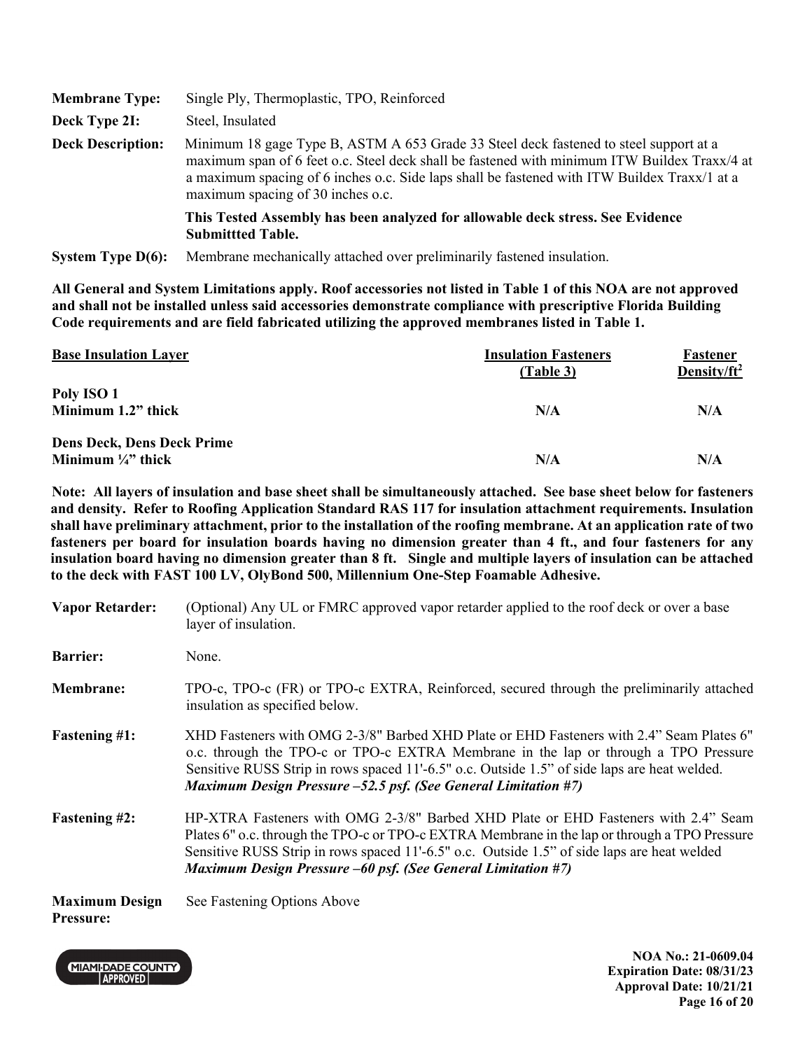| | |
|---|---|
| **Membrane Type:** | Single Ply, Thermoplastic, TPO, Reinforced |
| **Deck Type 2I:** | Steel, Insulated |
| **Deck Description:** | Minimum 18 gage Type B, ASTM A 653 Grade 33 Steel deck fastened to steel support at a maximum span of 6 feet o.c. Steel deck shall be fastened with minimum ITW Buildex Traxx/4 at a maximum spacing of 6 inches o.c. Side laps shall be fastened with ITW Buildex Traxx/1 at a maximum spacing of 30 inches o.c.<br><br>**This Tested Assembly has been analyzed for allowable deck stress. See Evidence Submittted Table.** |
| **System Type D(6):** | Membrane mechanically attached over preliminarily fastened insulation. |

**All General and System Limitations apply. Roof accessories not listed in Table 1 of this NOA are not approved and shall not be installed unless said accessories demonstrate compliance with prescriptive Florida Building Code requirements and are field fabricated utilizing the approved membranes listed in Table 1.**

| Base Insulation Layer | Insulation Fasteners (Table 3) | Fastener Density/ft$^2$ |
|---|---|---|
| **Poly ISO 1**<br>**Minimum 1.2" thick** | **N/A** | **N/A** |
| **Dens Deck, Dens Deck Prime**<br>**Minimum ¼" thick** | **N/A** | **N/A** |

**Note: All layers of insulation and base sheet shall be simultaneously attached. See base sheet below for fasteners and density. Refer to Roofing Application Standard RAS 117 for insulation attachment requirements. Insulation shall have preliminary attachment, prior to the installation of the roofing membrane. At an application rate of two fasteners per board for insulation boards having no dimension greater than 4 ft., and four fasteners for any insulation board having no dimension greater than 8 ft. Single and multiple layers of insulation can be attached to the deck with FAST 100 LV, OlyBond 500, Millennium One-Step Foamable Adhesive.**

| | |
|---|---|
| **Vapor Retarder:** | (Optional) Any UL or FMRC approved vapor retarder applied to the roof deck or over a base layer of insulation. |
| **Barrier:** | None. |
| **Membrane:** | TPO-c, TPO-c (FR) or TPO-c EXTRA, Reinforced, secured through the preliminarily attached insulation as specified below. |
| **Fastening #1:** | XHD Fasteners with OMG 2-3/8" Barbed XHD Plate or EHD Fasteners with 2.4" Seam Plates 6" o.c. through the TPO-c or TPO-c EXTRA Membrane in the lap or through a TPO Pressure Sensitive RUSS Strip in rows spaced 11'-6.5" o.c. Outside 1.5" of side laps are heat welded.<br>***Maximum Design Pressure –52.5 psf. (See General Limitation #7)*** |
| **Fastening #2:** | HP-XTRA Fasteners with OMG 2-3/8" Barbed XHD Plate or EHD Fasteners with 2.4" Seam Plates 6" o.c. through the TPO-c or TPO-c EXTRA Membrane in the lap or through a TPO Pressure Sensitive RUSS Strip in rows spaced 11'-6.5" o.c. Outside 1.5" of side laps are heat welded<br>***Maximum Design Pressure –60 psf. (See General Limitation #7)*** |
| **Maximum Design Pressure:** | See Fastening Options Above |

**NOA No.: 21-0609.04**
**Expiration Date: 08/31/23**
**Approval Date: 10/21/21**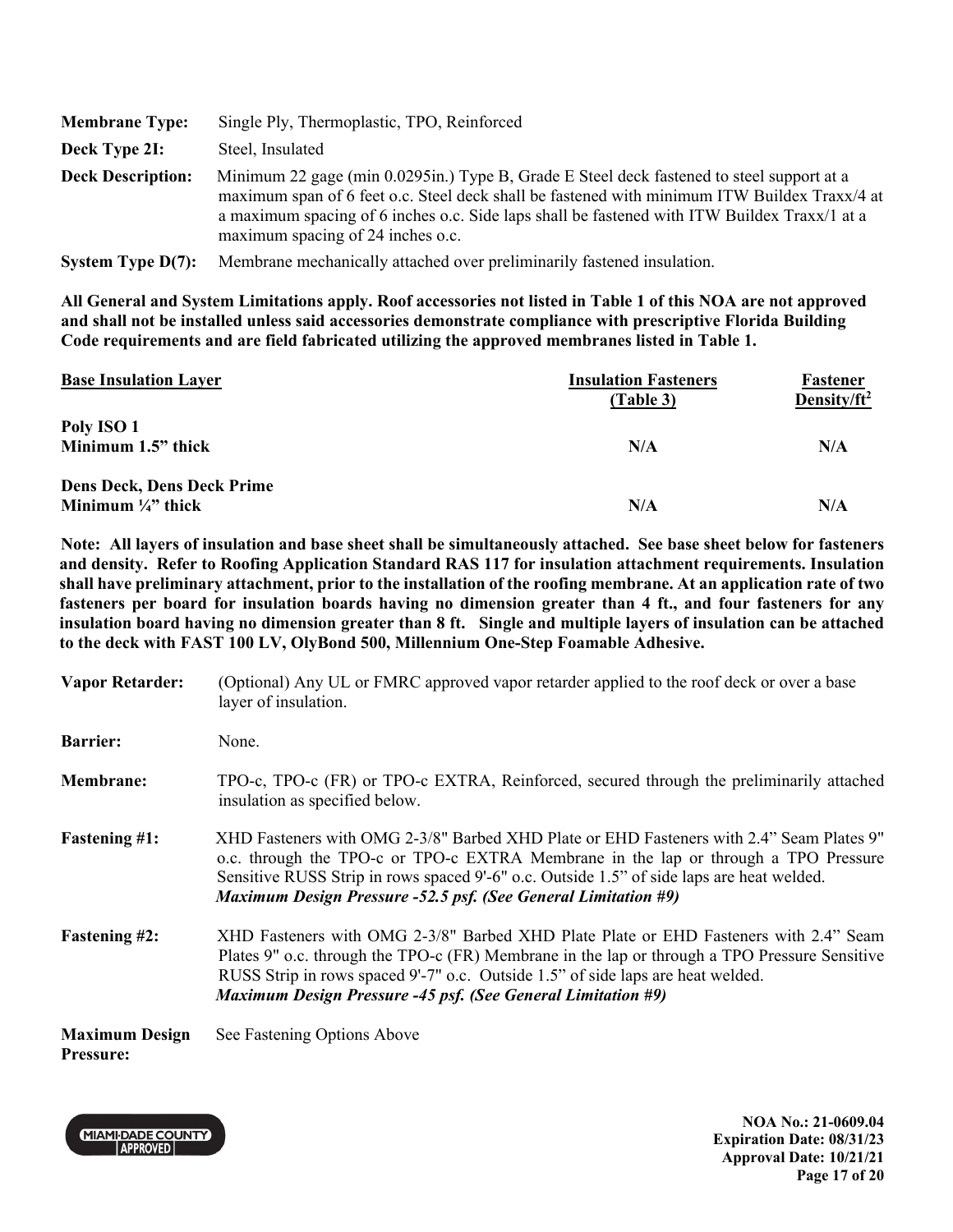**Membrane Type:** Single Ply, Thermoplastic, TPO, Reinforced

**Deck Type 2I:** Steel, Insulated

**Deck Description:** Minimum 22 gage (min 0.0295in.) Type B, Grade E Steel deck fastened to steel support at a maximum span of 6 feet o.c. Steel deck shall be fastened with minimum ITW Buildex Traxx/4 at a maximum spacing of 6 inches o.c. Side laps shall be fastened with ITW Buildex Traxx/1 at a maximum spacing of 24 inches o.c.

**System Type D(7):** Membrane mechanically attached over preliminarily fastened insulation.

**All General and System Limitations apply. Roof accessories not listed in Table 1 of this NOA are not approved and shall not be installed unless said accessories demonstrate compliance with prescriptive Florida Building Code requirements and are field fabricated utilizing the approved membranes listed in Table 1.**

| Base Insulation Layer | Insulation Fasteners (Table 3) | Fastener Density/ft² |
|---|---|---|
| **Poly ISO 1**<br>**Minimum 1.5" thick** | **N/A** | **N/A** |
| **Dens Deck, Dens Deck Prime**<br>**Minimum ¼" thick** | **N/A** | **N/A** |

**Note: All layers of insulation and base sheet shall be simultaneously attached. See base sheet below for fasteners and density. Refer to Roofing Application Standard RAS 117 for insulation attachment requirements. Insulation shall have preliminary attachment, prior to the installation of the roofing membrane. At an application rate of two fasteners per board for insulation boards having no dimension greater than 4 ft., and four fasteners for any insulation board having no dimension greater than 8 ft. Single and multiple layers of insulation can be attached to the deck with FAST 100 LV, OlyBond 500, Millennium One-Step Foamable Adhesive.**

**Vapor Retarder:** (Optional) Any UL or FMRC approved vapor retarder applied to the roof deck or over a base layer of insulation.

**Barrier:** None.

**Membrane:** TPO-c, TPO-c (FR) or TPO-c EXTRA, Reinforced, secured through the preliminarily attached insulation as specified below.

**Fastening #1:** XHD Fasteners with OMG 2-3/8" Barbed XHD Plate or EHD Fasteners with 2.4" Seam Plates 9" o.c. through the TPO-c or TPO-c EXTRA Membrane in the lap or through a TPO Pressure Sensitive RUSS Strip in rows spaced 9'-6" o.c. Outside 1.5" of side laps are heat welded.
***Maximum Design Pressure -52.5 psf. (See General Limitation #9)***

**Fastening #2:** XHD Fasteners with OMG 2-3/8" Barbed XHD Plate Plate or EHD Fasteners with 2.4" Seam Plates 9" o.c. through the TPO-c (FR) Membrane in the lap or through a TPO Pressure Sensitive RUSS Strip in rows spaced 9'-7" o.c. Outside 1.5" of side laps are heat welded.
***Maximum Design Pressure -45 psf. (See General Limitation #9)***

**Maximum Design Pressure:** See Fastening Options Above

**NOA No.: 21-0609.04**
**Expiration Date: 08/31/23**
**Approval Date: 10/21/21**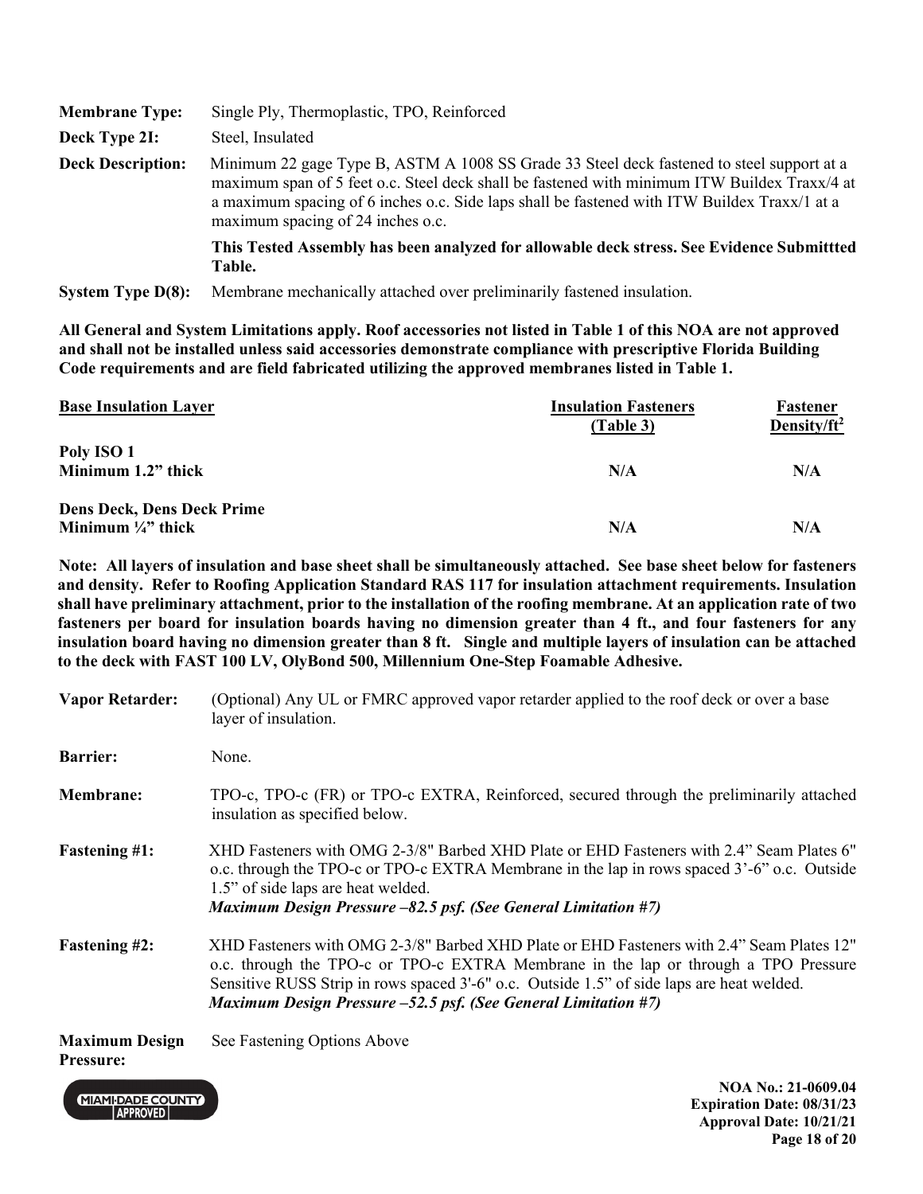**Membrane Type:** Single Ply, Thermoplastic, TPO, Reinforced

**Deck Type 2I:** Steel, Insulated

**Deck Description:** Minimum 22 gage Type B, ASTM A 1008 SS Grade 33 Steel deck fastened to steel support at a maximum span of 5 feet o.c. Steel deck shall be fastened with minimum ITW Buildex Traxx/4 at a maximum spacing of 6 inches o.c. Side laps shall be fastened with ITW Buildex Traxx/1 at a maximum spacing of 24 inches o.c.

**This Tested Assembly has been analyzed for allowable deck stress. See Evidence Submittted Table.**

**System Type D(8):** Membrane mechanically attached over preliminarily fastened insulation.

**All General and System Limitations apply. Roof accessories not listed in Table 1 of this NOA are not approved and shall not be installed unless said accessories demonstrate compliance with prescriptive Florida Building Code requirements and are field fabricated utilizing the approved membranes listed in Table 1.**

| Base Insulation Layer | Insulation Fasteners (Table 3) | Fastener Density/ft$^2$ |
|---|---|---|
| **Poly ISO 1**<br>**Minimum 1.2" thick** | **N/A** | **N/A** |
| **Dens Deck, Dens Deck Prime**<br>**Minimum ¼" thick** | **N/A** | **N/A** |

**Note: All layers of insulation and base sheet shall be simultaneously attached. See base sheet below for fasteners and density. Refer to Roofing Application Standard RAS 117 for insulation attachment requirements. Insulation shall have preliminary attachment, prior to the installation of the roofing membrane. At an application rate of two fasteners per board for insulation boards having no dimension greater than 4 ft., and four fasteners for any insulation board having no dimension greater than 8 ft. Single and multiple layers of insulation can be attached to the deck with FAST 100 LV, OlyBond 500, Millennium One-Step Foamable Adhesive.**

**Vapor Retarder:** (Optional) Any UL or FMRC approved vapor retarder applied to the roof deck or over a base layer of insulation.

**Barrier:** None.

**Membrane:** TPO-c, TPO-c (FR) or TPO-c EXTRA, Reinforced, secured through the preliminarily attached insulation as specified below.

**Fastening #1:** XHD Fasteners with OMG 2-3/8" Barbed XHD Plate or EHD Fasteners with 2.4" Seam Plates 6" o.c. through the TPO-c or TPO-c EXTRA Membrane in the lap in rows spaced 3'-6" o.c. Outside 1.5" of side laps are heat welded.
***Maximum Design Pressure –82.5 psf. (See General Limitation #7)***

**Fastening #2:** XHD Fasteners with OMG 2-3/8" Barbed XHD Plate or EHD Fasteners with 2.4" Seam Plates 12" o.c. through the TPO-c or TPO-c EXTRA Membrane in the lap or through a TPO Pressure Sensitive RUSS Strip in rows spaced 3'-6" o.c. Outside 1.5" of side laps are heat welded.
***Maximum Design Pressure –52.5 psf. (See General Limitation #7)***

**Maximum Design Pressure:** See Fastening Options Above

**NOA No.: 21-0609.04**
**Expiration Date: 08/31/23**
**Approval Date: 10/21/21**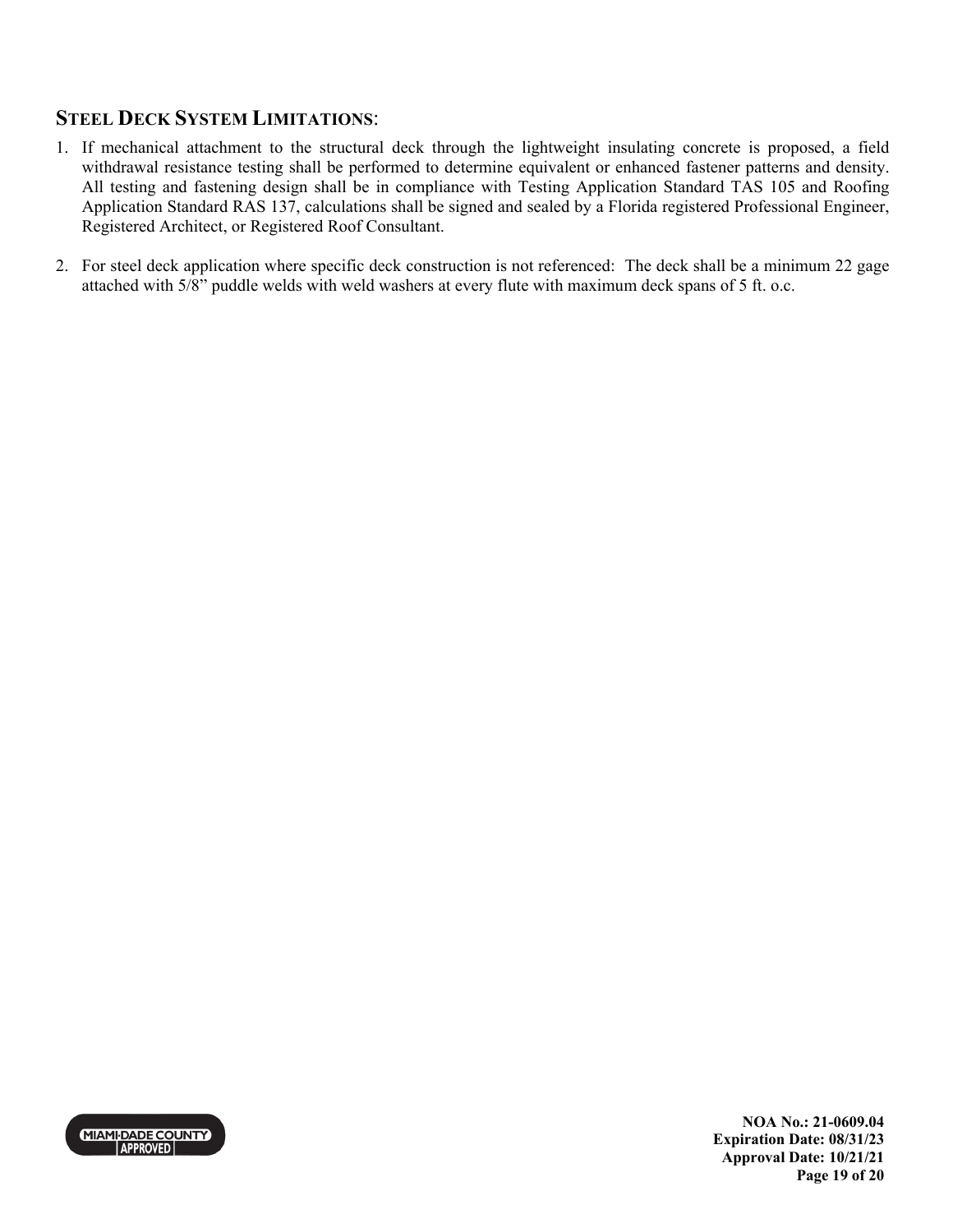## STEEL DECK SYSTEM LIMITATIONS:

1. If mechanical attachment to the structural deck through the lightweight insulating concrete is proposed, a field withdrawal resistance testing shall be performed to determine equivalent or enhanced fastener patterns and density. All testing and fastening design shall be in compliance with Testing Application Standard TAS 105 and Roofing Application Standard RAS 137, calculations shall be signed and sealed by a Florida registered Professional Engineer, Registered Architect, or Registered Roof Consultant.

2. For steel deck application where specific deck construction is not referenced: The deck shall be a minimum 22 gage attached with 5/8" puddle welds with weld washers at every flute with maximum deck spans of 5 ft. o.c.

**NOA No.: 21-0609.04**
**Expiration Date: 08/31/23**
**Approval Date: 10/21/21**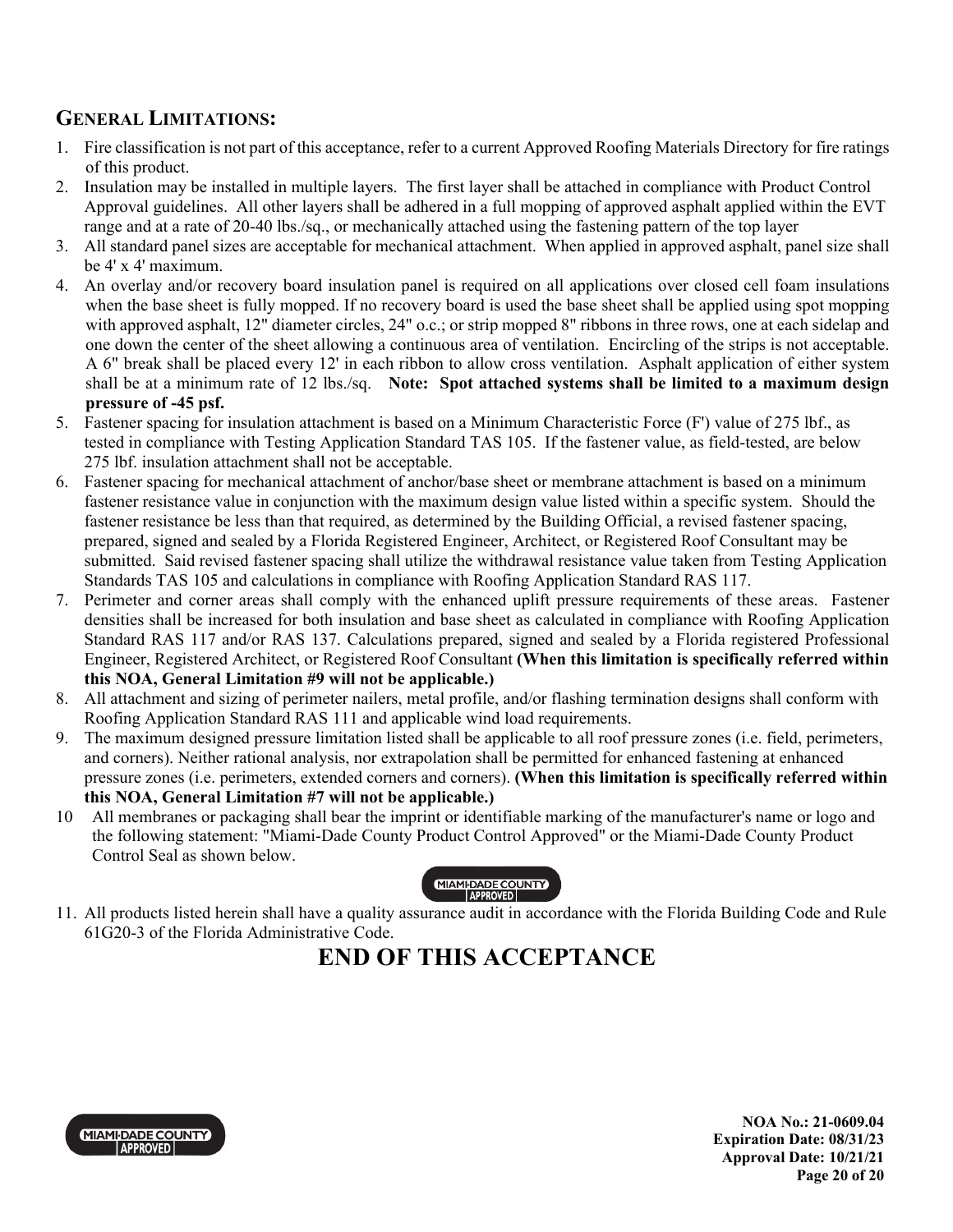## General Limitations:

1. Fire classification is not part of this acceptance, refer to a current Approved Roofing Materials Directory for fire ratings of this product.
2. Insulation may be installed in multiple layers. The first layer shall be attached in compliance with Product Control Approval guidelines. All other layers shall be adhered in a full mopping of approved asphalt applied within the EVT range and at a rate of 20-40 lbs./sq., or mechanically attached using the fastening pattern of the top layer
3. All standard panel sizes are acceptable for mechanical attachment. When applied in approved asphalt, panel size shall be 4' x 4' maximum.
4. An overlay and/or recovery board insulation panel is required on all applications over closed cell foam insulations when the base sheet is fully mopped. If no recovery board is used the base sheet shall be applied using spot mopping with approved asphalt, 12" diameter circles, 24" o.c.; or strip mopped 8" ribbons in three rows, one at each sidelap and one down the center of the sheet allowing a continuous area of ventilation. Encircling of the strips is not acceptable. A 6" break shall be placed every 12' in each ribbon to allow cross ventilation. Asphalt application of either system shall be at a minimum rate of 12 lbs./sq. **Note: Spot attached systems shall be limited to a maximum design pressure of -45 psf.**
5. Fastener spacing for insulation attachment is based on a Minimum Characteristic Force (F') value of 275 lbf., as tested in compliance with Testing Application Standard TAS 105. If the fastener value, as field-tested, are below 275 lbf. insulation attachment shall not be acceptable.
6. Fastener spacing for mechanical attachment of anchor/base sheet or membrane attachment is based on a minimum fastener resistance value in conjunction with the maximum design value listed within a specific system. Should the fastener resistance be less than that required, as determined by the Building Official, a revised fastener spacing, prepared, signed and sealed by a Florida Registered Engineer, Architect, or Registered Roof Consultant may be submitted. Said revised fastener spacing shall utilize the withdrawal resistance value taken from Testing Application Standards TAS 105 and calculations in compliance with Roofing Application Standard RAS 117.
7. Perimeter and corner areas shall comply with the enhanced uplift pressure requirements of these areas. Fastener densities shall be increased for both insulation and base sheet as calculated in compliance with Roofing Application Standard RAS 117 and/or RAS 137. Calculations prepared, signed and sealed by a Florida registered Professional Engineer, Registered Architect, or Registered Roof Consultant **(When this limitation is specifically referred within this NOA, General Limitation #9 will not be applicable.)**
8. All attachment and sizing of perimeter nailers, metal profile, and/or flashing termination designs shall conform with Roofing Application Standard RAS 111 and applicable wind load requirements.
9. The maximum designed pressure limitation listed shall be applicable to all roof pressure zones (i.e. field, perimeters, and corners). Neither rational analysis, nor extrapolation shall be permitted for enhanced fastening at enhanced pressure zones (i.e. perimeters, extended corners and corners). **(When this limitation is specifically referred within this NOA, General Limitation #7 will not be applicable.)**
10. All membranes or packaging shall bear the imprint or identifiable marking of the manufacturer's name or logo and the following statement: "Miami-Dade County Product Control Approved" or the Miami-Dade County Product Control Seal as shown below.

MIAMI-DADE COUNTY APPROVED

11. All products listed herein shall have a quality assurance audit in accordance with the Florida Building Code and Rule 61G20-3 of the Florida Administrative Code.

# END OF THIS ACCEPTANCE

**NOA No.: 21-0609.04**
**Expiration Date: 08/31/23**
**Approval Date: 10/21/21**